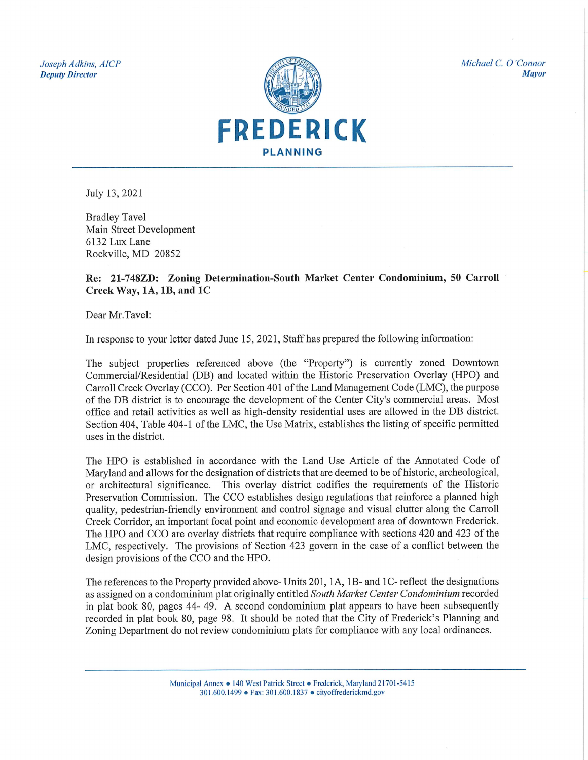*Joseph Adkins, AICP*
***Deputy Director***

*Michael C. O'Connor*
***Mayor***

**FREDERICK**
**PLANNING**

July 13, 2021

Bradley Tavel
Main Street Development
6132 Lux Lane
Rockville, MD 20852

**Re: 21-748ZD: Zoning Determination-South Market Center Condominium, 50 Carroll Creek Way, 1A, 1B, and 1C**

Dear Mr.Tavel:

In response to your letter dated June 15, 2021, Staff has prepared the following information:

The subject properties referenced above (the "Property") is currently zoned Downtown Commercial/Residential (DB) and located within the Historic Preservation Overlay (HPO) and Carroll Creek Overlay (CCO). Per Section 401 of the Land Management Code (LMC), the purpose of the DB district is to encourage the development of the Center City's commercial areas. Most office and retail activities as well as high-density residential uses are allowed in the DB district. Section 404, Table 404-1 of the LMC, the Use Matrix, establishes the listing of specific permitted uses in the district.

The HPO is established in accordance with the Land Use Article of the Annotated Code of Maryland and allows for the designation of districts that are deemed to be of historic, archeological, or architectural significance. This overlay district codifies the requirements of the Historic Preservation Commission. The CCO establishes design regulations that reinforce a planned high quality, pedestrian-friendly environment and control signage and visual clutter along the Carroll Creek Corridor, an important focal point and economic development area of downtown Frederick. The HPO and CCO are overlay districts that require compliance with sections 420 and 423 of the LMC, respectively. The provisions of Section 423 govern in the case of a conflict between the design provisions of the CCO and the HPO.

The references to the Property provided above- Units 201, 1A, 1B- and 1C- reflect the designations as assigned on a condominium plat originally entitled *South Market Center Condominium* recorded in plat book 80, pages 44- 49. A second condominium plat appears to have been subsequently recorded in plat book 80, page 98. It should be noted that the City of Frederick's Planning and Zoning Department do not review condominium plats for compliance with any local ordinances.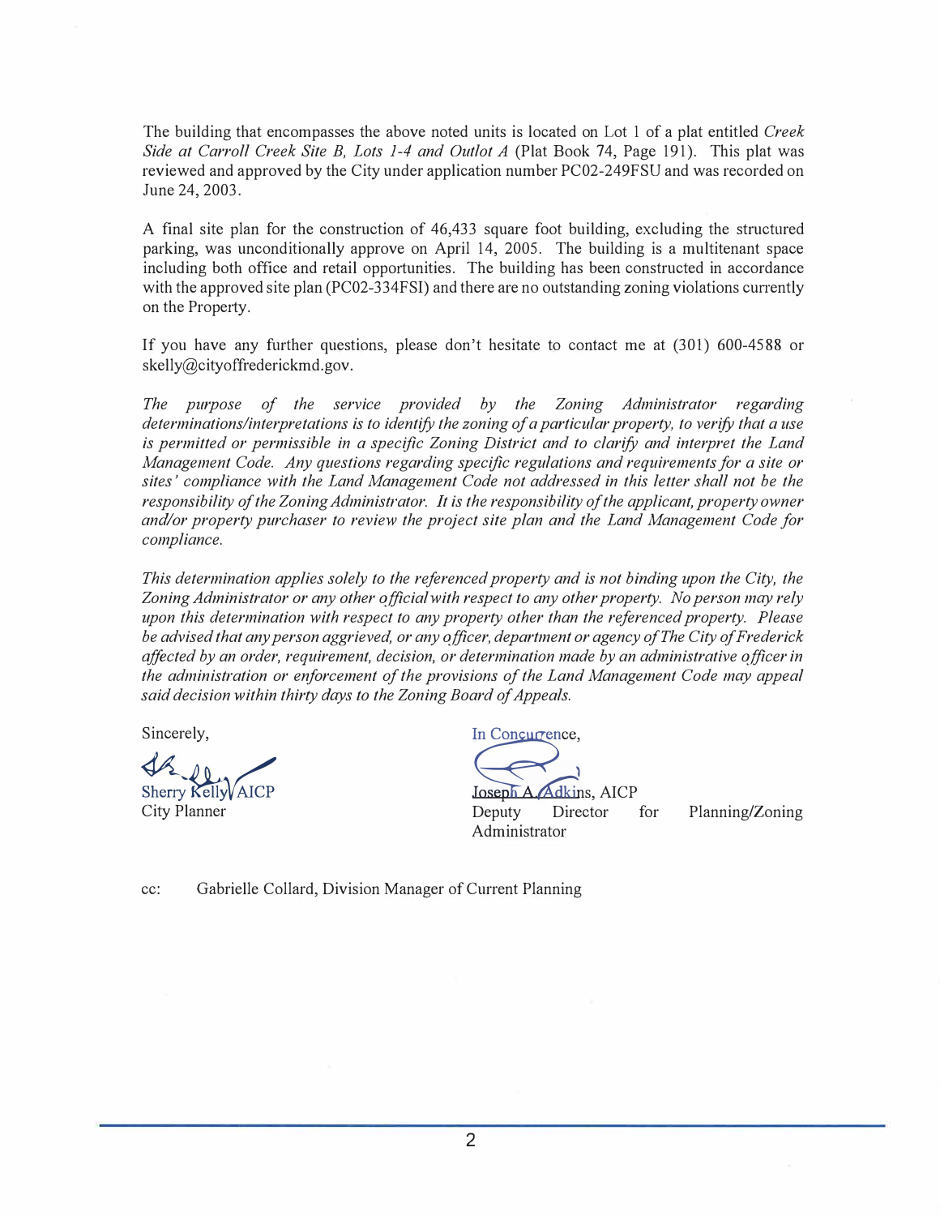The building that encompasses the above noted units is located on Lot 1 of a plat entitled *Creek Side at Carroll Creek Site B, Lots 1-4 and Outlot A* (Plat Book 74, Page 191). This plat was reviewed and approved by the City under application number PC02-249FSU and was recorded on June 24, 2003.

A final site plan for the construction of 46,433 square foot building, excluding the structured parking, was unconditionally approve on April 14, 2005. The building is a multitenant space including both office and retail opportunities. The building has been constructed in accordance with the approved site plan (PC02-334FSI) and there are no outstanding zoning violations currently on the Property.

If you have any further questions, please don't hesitate to contact me at (301) 600-4588 or skelly@cityoffrederickmd.gov.

*The purpose of the service provided by the Zoning Administrator regarding determinations/interpretations is to identify the zoning of a particular property, to verify that a use is permitted or permissible in a specific Zoning District and to clarify and interpret the Land Management Code. Any questions regarding specific regulations and requirements for a site or sites' compliance with the Land Management Code not addressed in this letter shall not be the responsibility of the Zoning Administrator. It is the responsibility of the applicant, property owner and/or property purchaser to review the project site plan and the Land Management Code for compliance.*

*This determination applies solely to the referenced property and is not binding upon the City, the Zoning Administrator or any other official with respect to any other property. No person may rely upon this determination with respect to any property other than the referenced property. Please be advised that any person aggrieved, or any officer, department or agency of The City of Frederick affected by an order, requirement, decision, or determination made by an administrative officer in the administration or enforcement of the provisions of the Land Management Code may appeal said decision within thirty days to the Zoning Board of Appeals.*

Sincerely,

Sherry Kelly, AICP
City Planner

In Concurrence,

Joseph A. Adkins, AICP
Deputy Director for Planning/Zoning Administrator

cc: Gabrielle Collard, Division Manager of Current Planning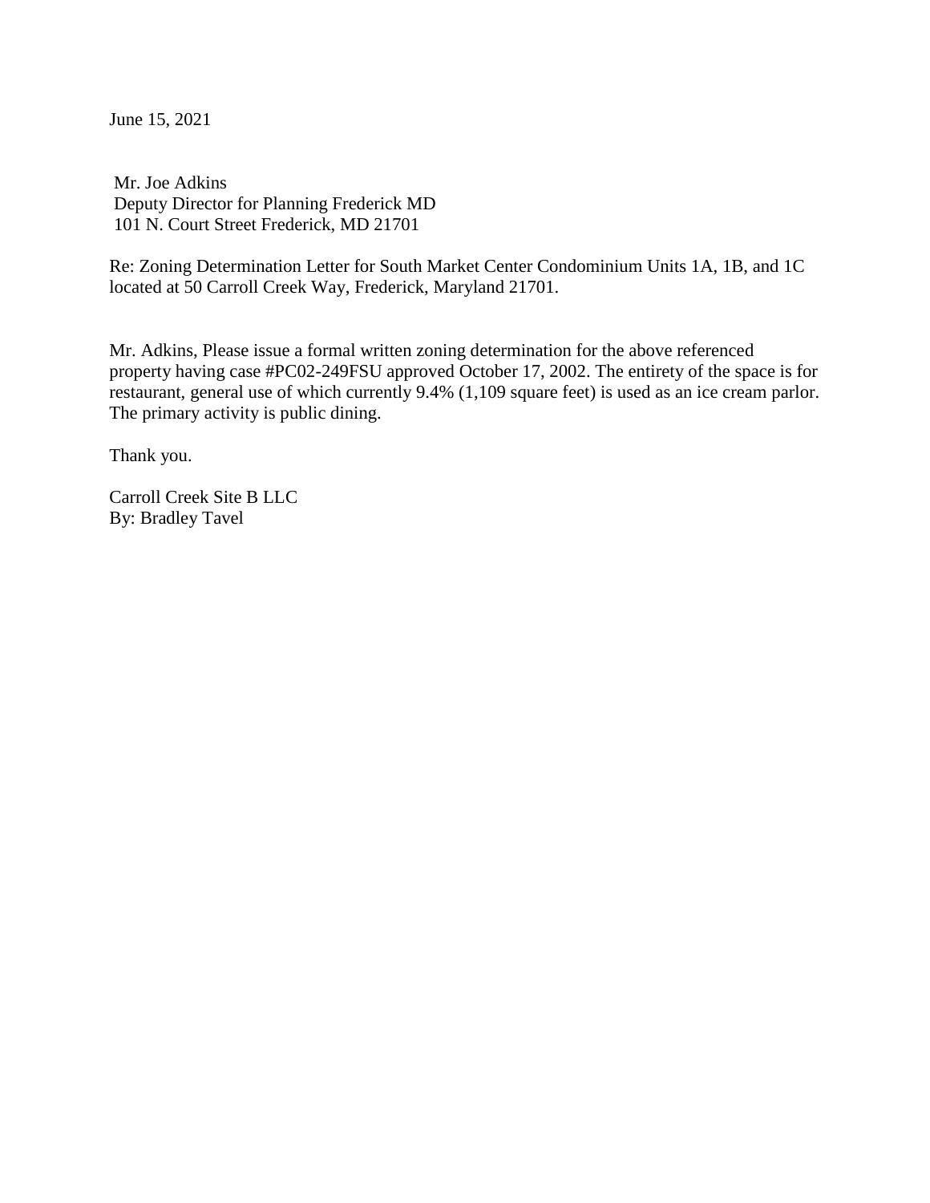June 15, 2021

Mr. Joe Adkins
Deputy Director for Planning Frederick MD
101 N. Court Street Frederick, MD 21701

Re: Zoning Determination Letter for South Market Center Condominium Units 1A, 1B, and 1C located at 50 Carroll Creek Way, Frederick, Maryland 21701.

Mr. Adkins, Please issue a formal written zoning determination for the above referenced property having case #PC02-249FSU approved October 17, 2002. The entirety of the space is for restaurant, general use of which currently 9.4% (1,109 square feet) is used as an ice cream parlor. The primary activity is public dining.

Thank you.

Carroll Creek Site B LLC
By: Bradley Tavel